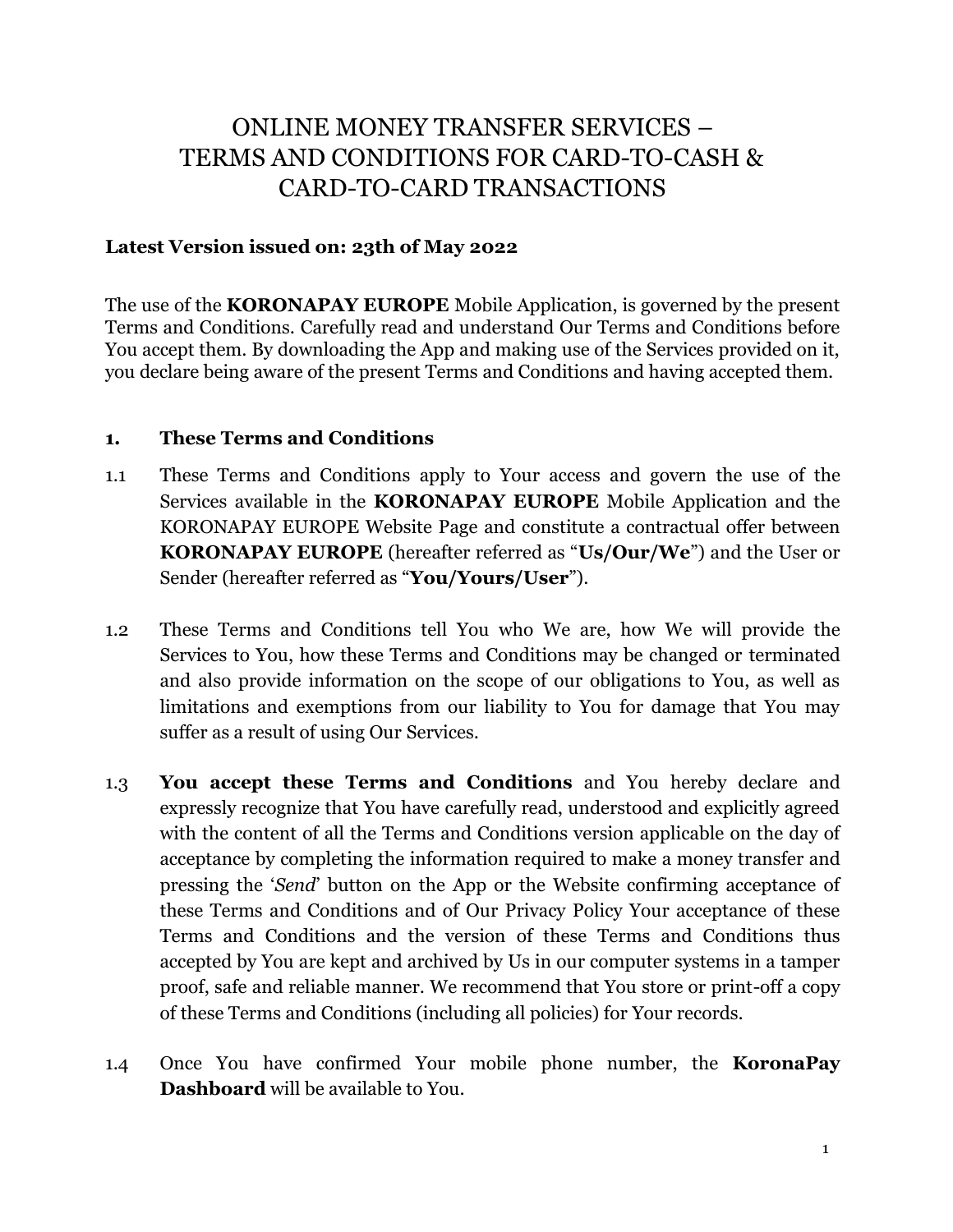# ONLINE MONEY TRANSFER SERVICES – TERMS AND CONDITIONS FOR CARD-TO-CASH & CARD-TO-CARD TRANSACTIONS

**Latest Version issued on: 23th of May 2022**

The use of the **KORONAPAY EUROPE** Mobile Application, is governed by the present Terms and Conditions. Carefully read and understand Our Terms and Conditions before You accept them. By downloading the App and making use of the Services provided on it, you declare being aware of the present Terms and Conditions and having accepted them.

## 1. These Terms and Conditions

1.1 These Terms and Conditions apply to Your access and govern the use of the Services available in the **KORONAPAY EUROPE** Mobile Application and the KORONAPAY EUROPE Website Page and constitute a contractual offer between **KORONAPAY EUROPE** (hereafter referred as "**Us/Our/We**") and the User or Sender (hereafter referred as "**You/Yours/User**").

1.2 These Terms and Conditions tell You who We are, how We will provide the Services to You, how these Terms and Conditions may be changed or terminated and also provide information on the scope of our obligations to You, as well as limitations and exemptions from our liability to You for damage that You may suffer as a result of using Our Services.

1.3 **You accept these Terms and Conditions** and You hereby declare and expressly recognize that You have carefully read, understood and explicitly agreed with the content of all the Terms and Conditions version applicable on the day of acceptance by completing the information required to make a money transfer and pressing the '*Send*' button on the App or the Website confirming acceptance of these Terms and Conditions and of Our Privacy Policy Your acceptance of these Terms and Conditions and the version of these Terms and Conditions thus accepted by You are kept and archived by Us in our computer systems in a tamper proof, safe and reliable manner. We recommend that You store or print-off a copy of these Terms and Conditions (including all policies) for Your records.

1.4 Once You have confirmed Your mobile phone number, the **KoronaPay Dashboard** will be available to You.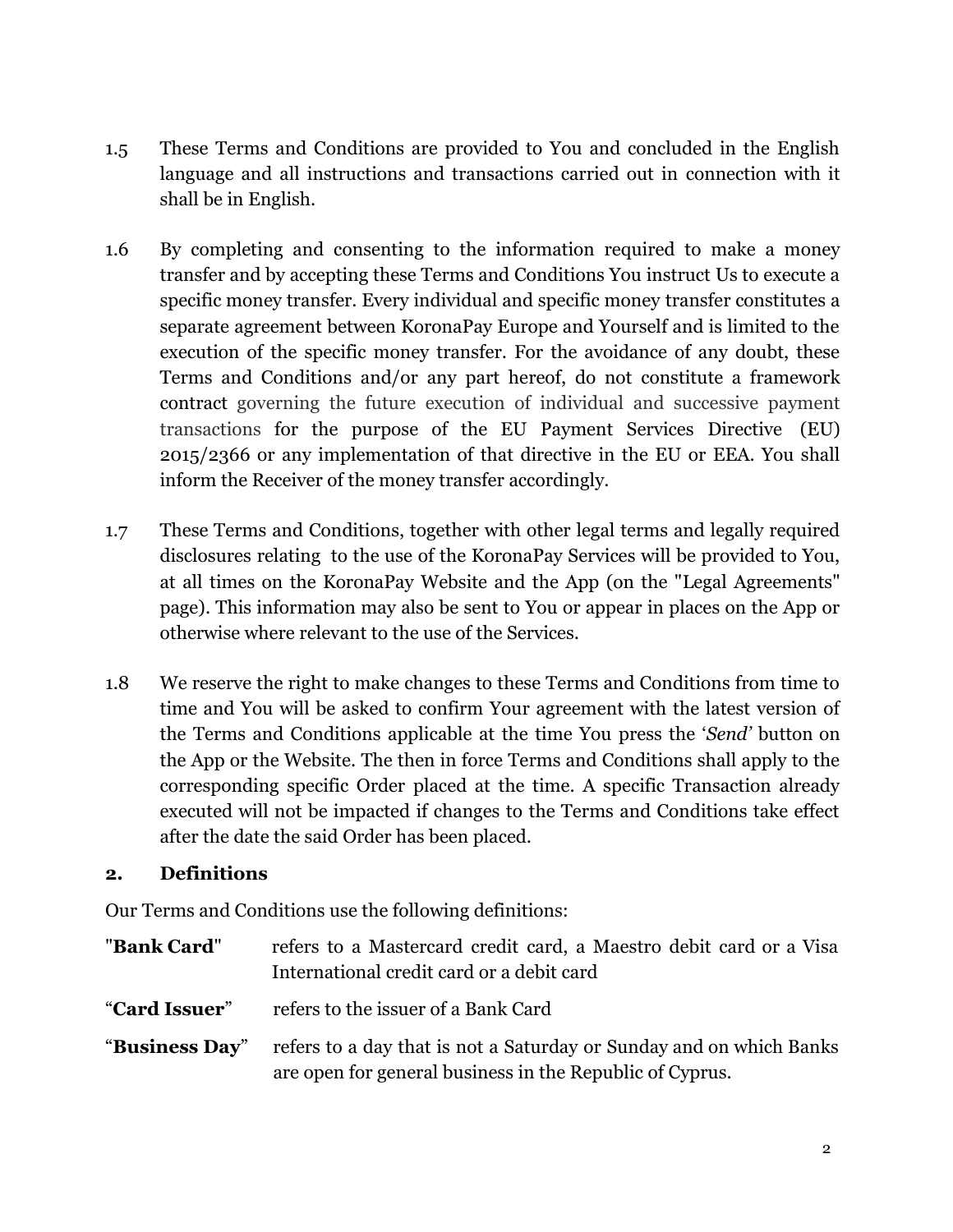1.5 These Terms and Conditions are provided to You and concluded in the English language and all instructions and transactions carried out in connection with it shall be in English.

1.6 By completing and consenting to the information required to make a money transfer and by accepting these Terms and Conditions You instruct Us to execute a specific money transfer. Every individual and specific money transfer constitutes a separate agreement between KoronaPay Europe and Yourself and is limited to the execution of the specific money transfer. For the avoidance of any doubt, these Terms and Conditions and/or any part hereof, do not constitute a framework contract governing the future execution of individual and successive payment transactions for the purpose of the EU Payment Services Directive (EU) 2015/2366 or any implementation of that directive in the EU or EEA. You shall inform the Receiver of the money transfer accordingly.

1.7 These Terms and Conditions, together with other legal terms and legally required disclosures relating to the use of the KoronaPay Services will be provided to You, at all times on the KoronaPay Website and the App (on the "Legal Agreements" page). This information may also be sent to You or appear in places on the App or otherwise where relevant to the use of the Services.

1.8 We reserve the right to make changes to these Terms and Conditions from time to time and You will be asked to confirm Your agreement with the latest version of the Terms and Conditions applicable at the time You press the '*Send'* button on the App or the Website. The then in force Terms and Conditions shall apply to the corresponding specific Order placed at the time. A specific Transaction already executed will not be impacted if changes to the Terms and Conditions take effect after the date the said Order has been placed.

## 2. Definitions

Our Terms and Conditions use the following definitions:

"**Bank Card**" refers to a Mastercard credit card, a Maestro debit card or a Visa International credit card or a debit card

"**Card Issuer**" refers to the issuer of a Bank Card

"**Business Day**" refers to a day that is not a Saturday or Sunday and on which Banks are open for general business in the Republic of Cyprus.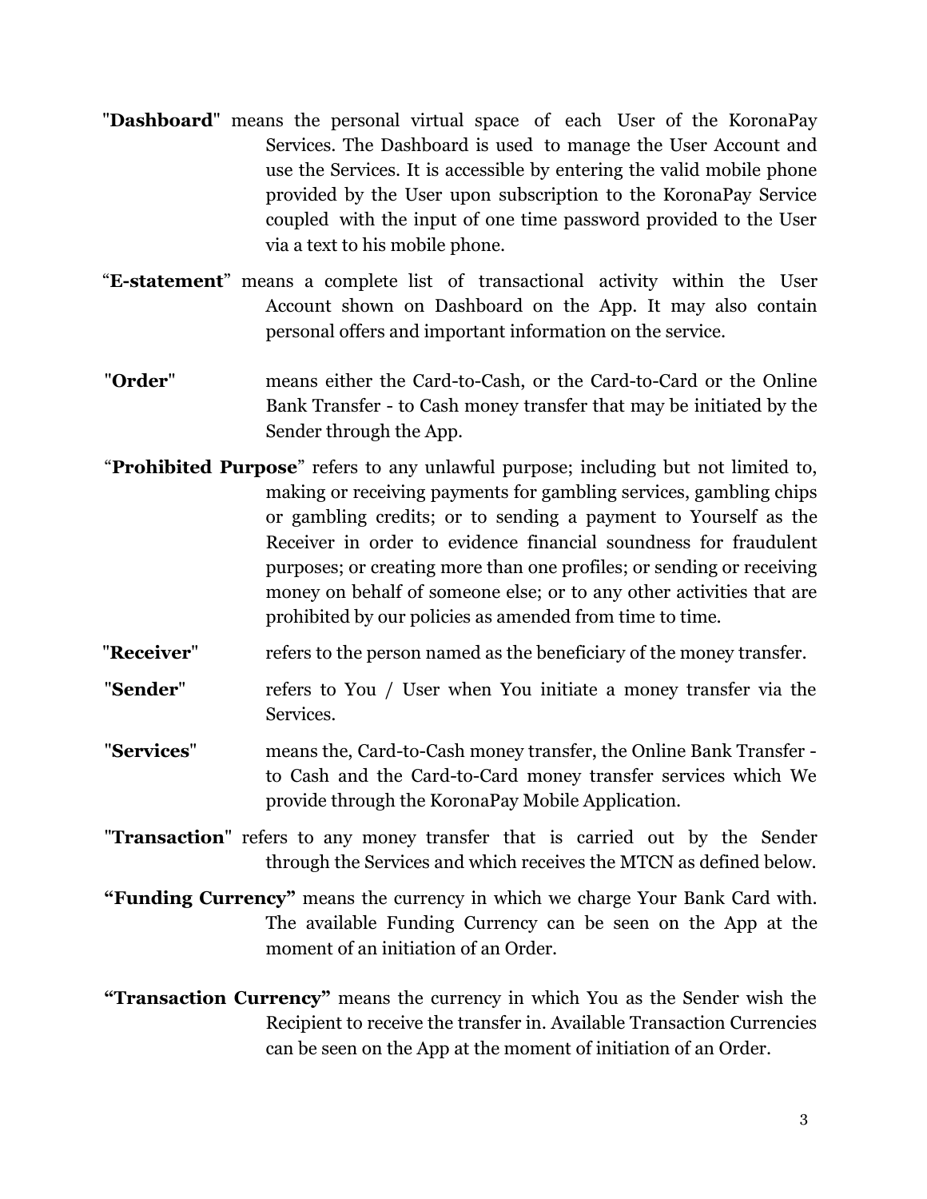"**Dashboard**" means the personal virtual space of each User of the KoronaPay Services. The Dashboard is used to manage the User Account and use the Services. It is accessible by entering the valid mobile phone provided by the User upon subscription to the KoronaPay Service coupled with the input of one time password provided to the User via a text to his mobile phone.

"**E-statement**" means a complete list of transactional activity within the User Account shown on Dashboard on the App. It may also contain personal offers and important information on the service.

"**Order**" means either the Card-to-Cash, or the Card-to-Card or the Online Bank Transfer - to Cash money transfer that may be initiated by the Sender through the App.

"**Prohibited Purpose**" refers to any unlawful purpose; including but not limited to, making or receiving payments for gambling services, gambling chips or gambling credits; or to sending a payment to Yourself as the Receiver in order to evidence financial soundness for fraudulent purposes; or creating more than one profiles; or sending or receiving money on behalf of someone else; or to any other activities that are prohibited by our policies as amended from time to time.

"**Receiver**" refers to the person named as the beneficiary of the money transfer.

"**Sender**" refers to You / User when You initiate a money transfer via the Services.

"**Services**" means the, Card-to-Cash money transfer, the Online Bank Transfer - to Cash and the Card-to-Card money transfer services which We provide through the KoronaPay Mobile Application.

"**Transaction**" refers to any money transfer that is carried out by the Sender through the Services and which receives the MTCN as defined below.

**"Funding Currency"** means the currency in which we charge Your Bank Card with. The available Funding Currency can be seen on the App at the moment of an initiation of an Order.

**"Transaction Currency"** means the currency in which You as the Sender wish the Recipient to receive the transfer in. Available Transaction Currencies can be seen on the App at the moment of initiation of an Order.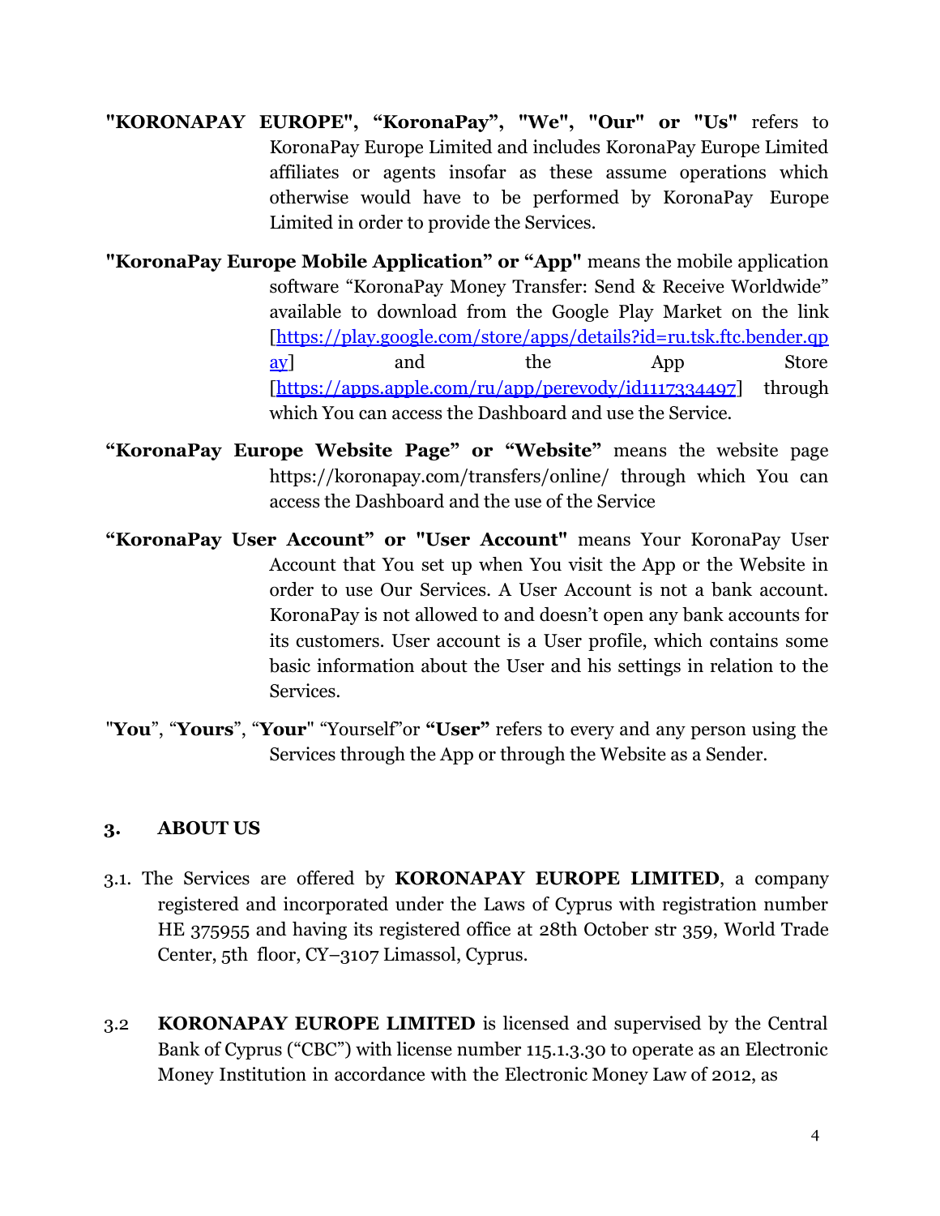**"KORONAPAY EUROPE", "KoronaPay", "We", "Our" or "Us"** refers to KoronaPay Europe Limited and includes KoronaPay Europe Limited affiliates or agents insofar as these assume operations which otherwise would have to be performed by KoronaPay Europe Limited in order to provide the Services.

**"KoronaPay Europe Mobile Application" or "App"** means the mobile application software "KoronaPay Money Transfer: Send & Receive Worldwide" available to download from the Google Play Market on the link [https://play.google.com/store/apps/details?id=ru.tsk.ftc.bender.qpay] and the App Store [https://apps.apple.com/ru/app/perevody/id1117334497] through which You can access the Dashboard and use the Service.

**"KoronaPay Europe Website Page" or "Website"** means the website page https://koronapay.com/transfers/online/ through which You can access the Dashboard and the use of the Service

**"KoronaPay User Account" or "User Account"** means Your KoronaPay User Account that You set up when You visit the App or the Website in order to use Our Services. A User Account is not a bank account. KoronaPay is not allowed to and doesn't open any bank accounts for its customers. User account is a User profile, which contains some basic information about the User and his settings in relation to the Services.

"**You**", "**Yours**", "**Your**" "Yourself"or **"User"** refers to every and any person using the Services through the App or through the Website as a Sender.

## 3. ABOUT US

3.1. The Services are offered by **KORONAPAY EUROPE LIMITED**, a company registered and incorporated under the Laws of Cyprus with registration number HE 375955 and having its registered office at 28th October str 359, World Trade Center, 5th floor, CY–3107 Limassol, Cyprus.

3.2 **KORONAPAY EUROPE LIMITED** is licensed and supervised by the Central Bank of Cyprus ("CBC") with license number 115.1.3.30 to operate as an Electronic Money Institution in accordance with the Electronic Money Law of 2012, as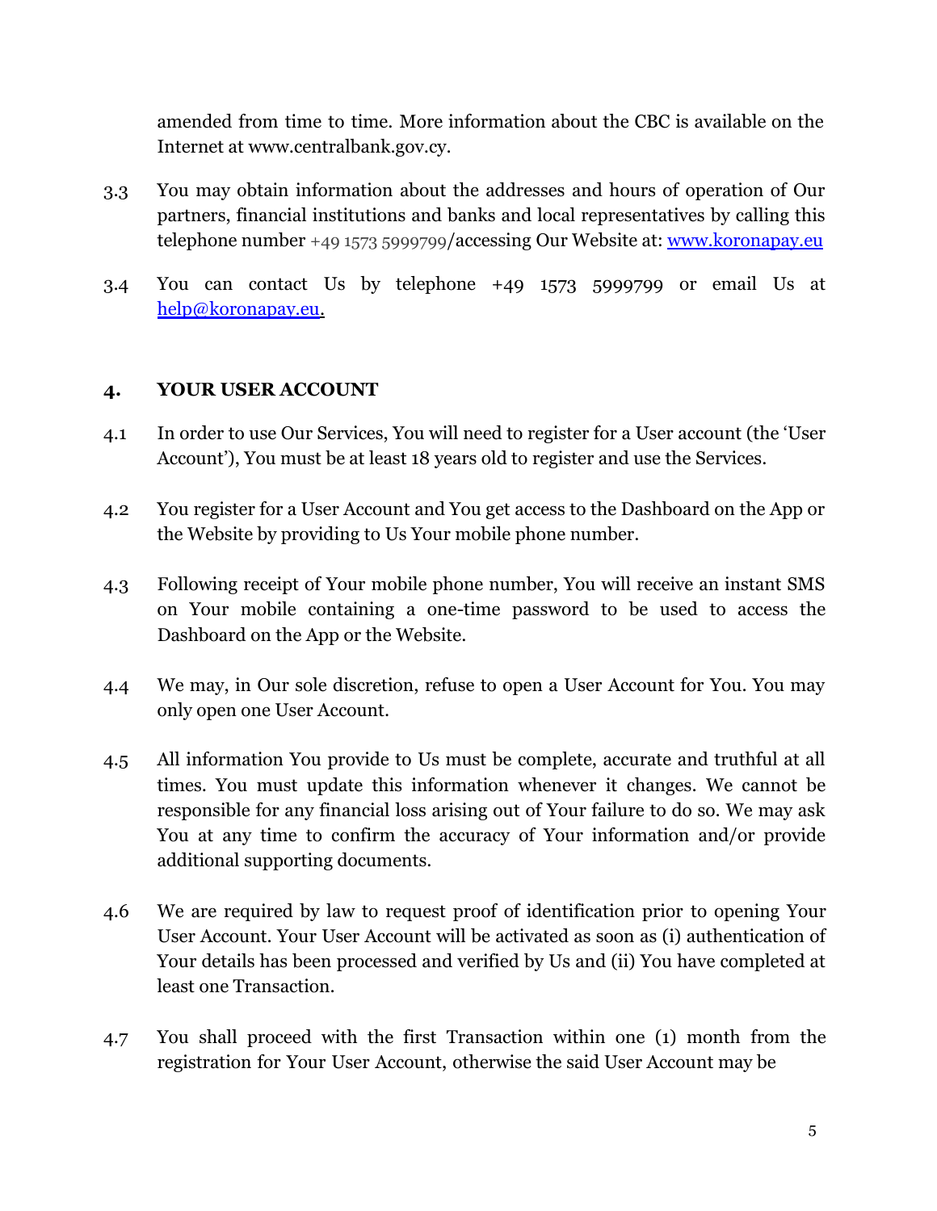amended from time to time. More information about the CBC is available on the Internet at www.centralbank.gov.cy.

3.3 You may obtain information about the addresses and hours of operation of Our partners, financial institutions and banks and local representatives by calling this telephone number +49 1573 5999799/accessing Our Website at: [www.koronapay.eu](www.koronapay.eu)

3.4 You can contact Us by telephone +49 1573 5999799 or email Us at [help@koronapay.eu](mailto:help@koronapay.eu).

## 4. YOUR USER ACCOUNT

4.1 In order to use Our Services, You will need to register for a User account (the 'User Account'), You must be at least 18 years old to register and use the Services.

4.2 You register for a User Account and You get access to the Dashboard on the App or the Website by providing to Us Your mobile phone number.

4.3 Following receipt of Your mobile phone number, You will receive an instant SMS on Your mobile containing a one-time password to be used to access the Dashboard on the App or the Website.

4.4 We may, in Our sole discretion, refuse to open a User Account for You. You may only open one User Account.

4.5 All information You provide to Us must be complete, accurate and truthful at all times. You must update this information whenever it changes. We cannot be responsible for any financial loss arising out of Your failure to do so. We may ask You at any time to confirm the accuracy of Your information and/or provide additional supporting documents.

4.6 We are required by law to request proof of identification prior to opening Your User Account. Your User Account will be activated as soon as (i) authentication of Your details has been processed and verified by Us and (ii) You have completed at least one Transaction.

4.7 You shall proceed with the first Transaction within one (1) month from the registration for Your User Account, otherwise the said User Account may be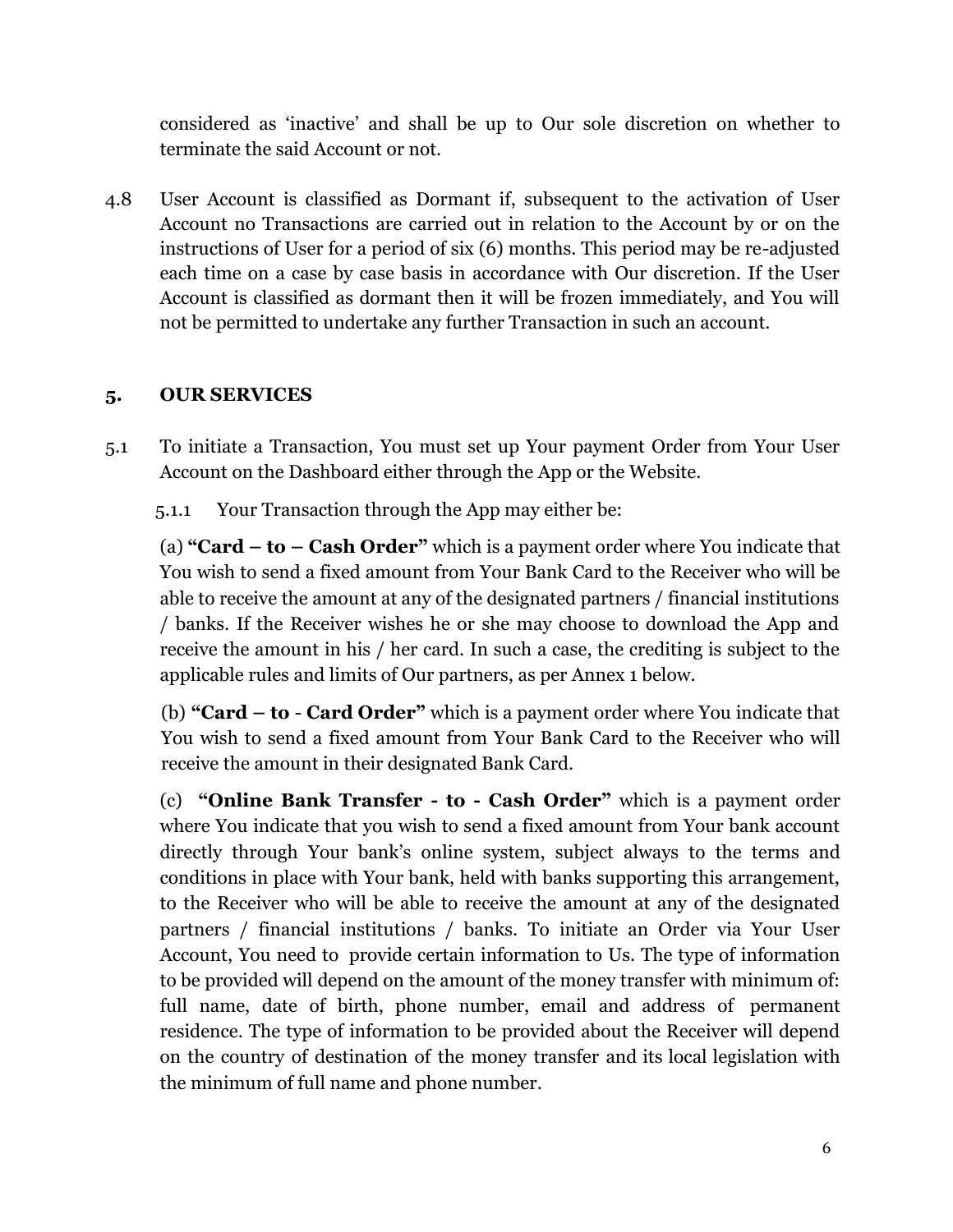considered as 'inactive' and shall be up to Our sole discretion on whether to terminate the said Account or not.

4.8 User Account is classified as Dormant if, subsequent to the activation of User Account no Transactions are carried out in relation to the Account by or on the instructions of User for a period of six (6) months. This period may be re-adjusted each time on a case by case basis in accordance with Our discretion. If the User Account is classified as dormant then it will be frozen immediately, and You will not be permitted to undertake any further Transaction in such an account.

## 5. OUR SERVICES

5.1 To initiate a Transaction, You must set up Your payment Order from Your User Account on the Dashboard either through the App or the Website.

5.1.1 Your Transaction through the App may either be:

(a) **"Card – to – Cash Order"** which is a payment order where You indicate that You wish to send a fixed amount from Your Bank Card to the Receiver who will be able to receive the amount at any of the designated partners / financial institutions / banks. If the Receiver wishes he or she may choose to download the App and receive the amount in his / her card. In such a case, the crediting is subject to the applicable rules and limits of Our partners, as per Annex 1 below.

(b) **"Card – to - Card Order"** which is a payment order where You indicate that You wish to send a fixed amount from Your Bank Card to the Receiver who will receive the amount in their designated Bank Card.

(c) **"Online Bank Transfer - to - Cash Order"** which is a payment order where You indicate that you wish to send a fixed amount from Your bank account directly through Your bank's online system, subject always to the terms and conditions in place with Your bank, held with banks supporting this arrangement, to the Receiver who will be able to receive the amount at any of the designated partners / financial institutions / banks. To initiate an Order via Your User Account, You need to provide certain information to Us. The type of information to be provided will depend on the amount of the money transfer with minimum of: full name, date of birth, phone number, email and address of permanent residence. The type of information to be provided about the Receiver will depend on the country of destination of the money transfer and its local legislation with the minimum of full name and phone number.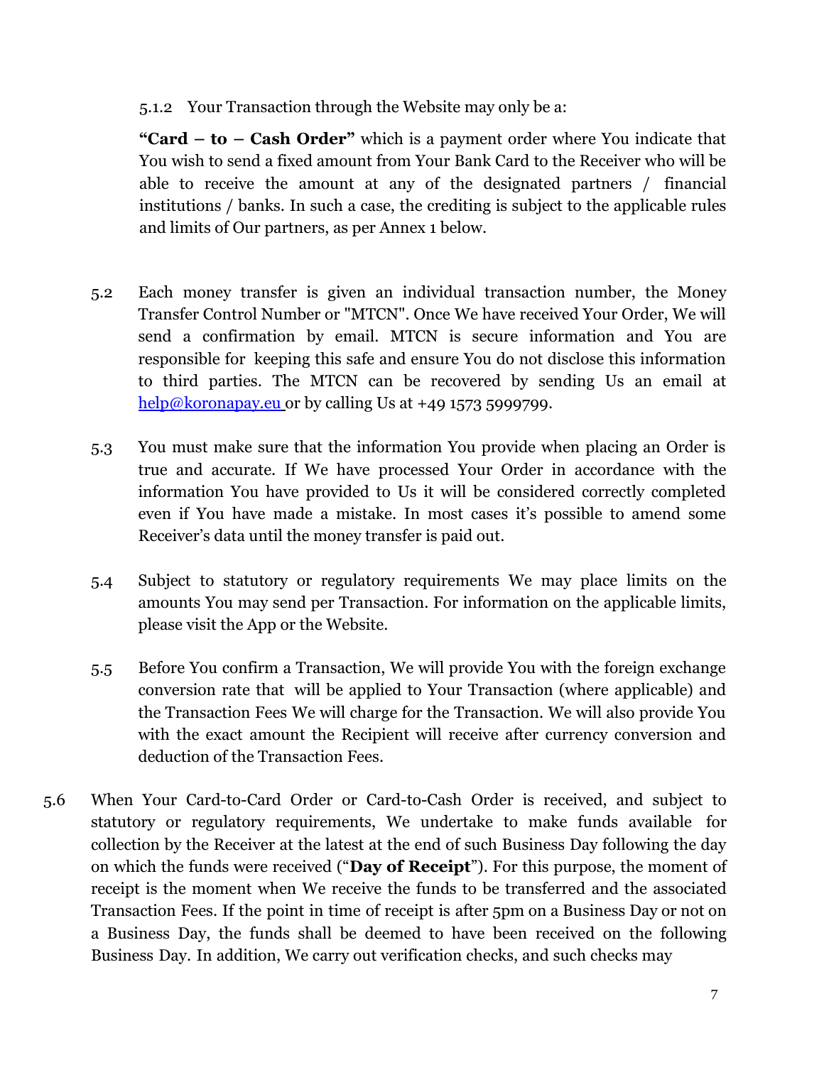5.1.2 Your Transaction through the Website may only be a:

**"Card – to – Cash Order"** which is a payment order where You indicate that You wish to send a fixed amount from Your Bank Card to the Receiver who will be able to receive the amount at any of the designated partners / financial institutions / banks. In such a case, the crediting is subject to the applicable rules and limits of Our partners, as per Annex 1 below.

5.2 Each money transfer is given an individual transaction number, the Money Transfer Control Number or "MTCN". Once We have received Your Order, We will send a confirmation by email. MTCN is secure information and You are responsible for keeping this safe and ensure You do not disclose this information to third parties. The MTCN can be recovered by sending Us an email at help@koronapay.eu or by calling Us at +49 1573 5999799.

5.3 You must make sure that the information You provide when placing an Order is true and accurate. If We have processed Your Order in accordance with the information You have provided to Us it will be considered correctly completed even if You have made a mistake. In most cases it's possible to amend some Receiver's data until the money transfer is paid out.

5.4 Subject to statutory or regulatory requirements We may place limits on the amounts You may send per Transaction. For information on the applicable limits, please visit the App or the Website.

5.5 Before You confirm a Transaction, We will provide You with the foreign exchange conversion rate that will be applied to Your Transaction (where applicable) and the Transaction Fees We will charge for the Transaction. We will also provide You with the exact amount the Recipient will receive after currency conversion and deduction of the Transaction Fees.

5.6 When Your Card-to-Card Order or Card-to-Cash Order is received, and subject to statutory or regulatory requirements, We undertake to make funds available for collection by the Receiver at the latest at the end of such Business Day following the day on which the funds were received ("**Day of Receipt**"). For this purpose, the moment of receipt is the moment when We receive the funds to be transferred and the associated Transaction Fees. If the point in time of receipt is after 5pm on a Business Day or not on a Business Day, the funds shall be deemed to have been received on the following Business Day. In addition, We carry out verification checks, and such checks may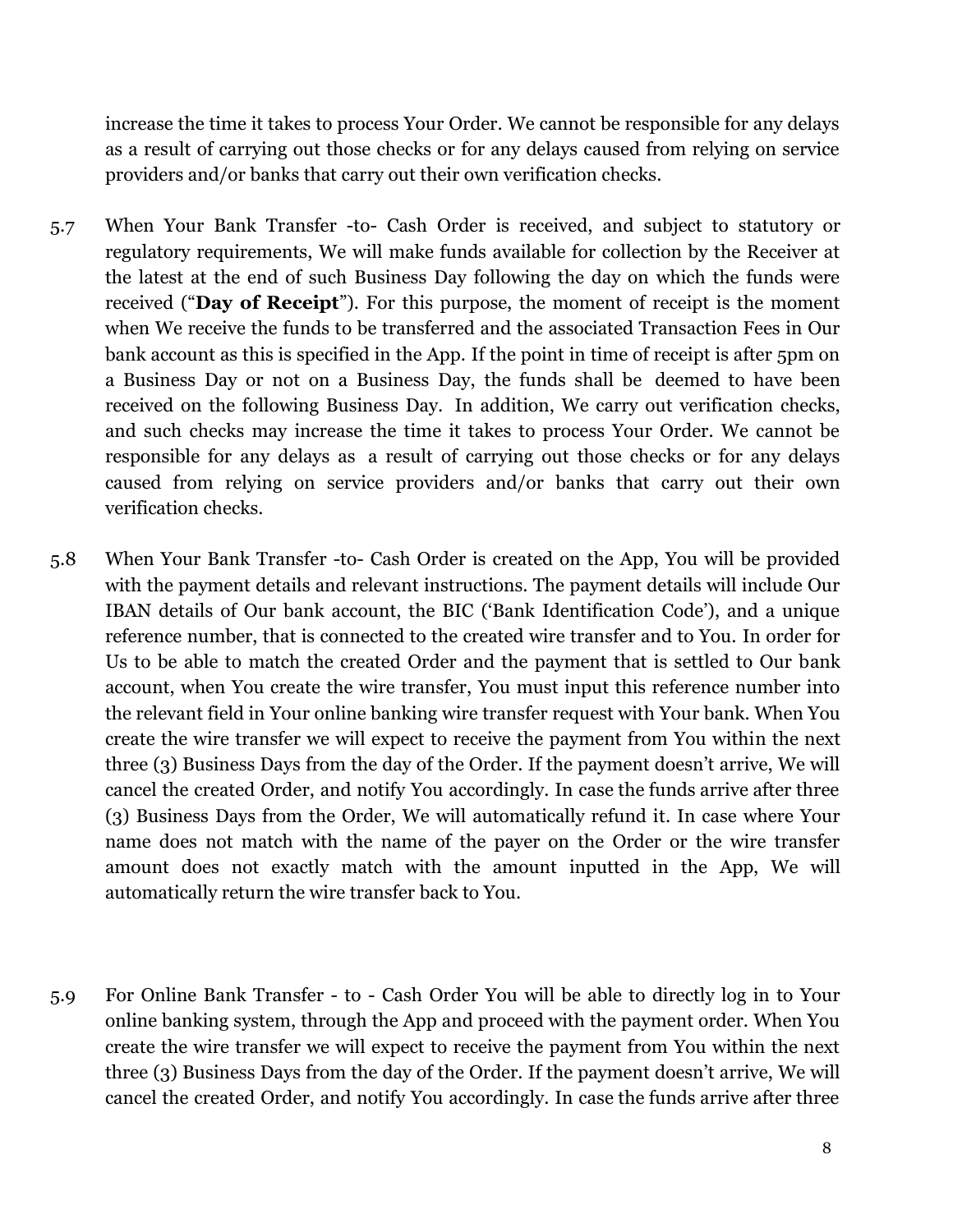increase the time it takes to process Your Order. We cannot be responsible for any delays as a result of carrying out those checks or for any delays caused from relying on service providers and/or banks that carry out their own verification checks.

5.7 When Your Bank Transfer -to- Cash Order is received, and subject to statutory or regulatory requirements, We will make funds available for collection by the Receiver at the latest at the end of such Business Day following the day on which the funds were received ("**Day of Receipt**"). For this purpose, the moment of receipt is the moment when We receive the funds to be transferred and the associated Transaction Fees in Our bank account as this is specified in the App. If the point in time of receipt is after 5pm on a Business Day or not on a Business Day, the funds shall be deemed to have been received on the following Business Day. In addition, We carry out verification checks, and such checks may increase the time it takes to process Your Order. We cannot be responsible for any delays as a result of carrying out those checks or for any delays caused from relying on service providers and/or banks that carry out their own verification checks.

5.8 When Your Bank Transfer -to- Cash Order is created on the App, You will be provided with the payment details and relevant instructions. The payment details will include Our IBAN details of Our bank account, the BIC ('Bank Identification Code'), and a unique reference number, that is connected to the created wire transfer and to You. In order for Us to be able to match the created Order and the payment that is settled to Our bank account, when You create the wire transfer, You must input this reference number into the relevant field in Your online banking wire transfer request with Your bank. When You create the wire transfer we will expect to receive the payment from You within the next three (3) Business Days from the day of the Order. If the payment doesn't arrive, We will cancel the created Order, and notify You accordingly. In case the funds arrive after three (3) Business Days from the Order, We will automatically refund it. In case where Your name does not match with the name of the payer on the Order or the wire transfer amount does not exactly match with the amount inputted in the App, We will automatically return the wire transfer back to You.

5.9 For Online Bank Transfer - to - Cash Order You will be able to directly log in to Your online banking system, through the App and proceed with the payment order. When You create the wire transfer we will expect to receive the payment from You within the next three (3) Business Days from the day of the Order. If the payment doesn't arrive, We will cancel the created Order, and notify You accordingly. In case the funds arrive after three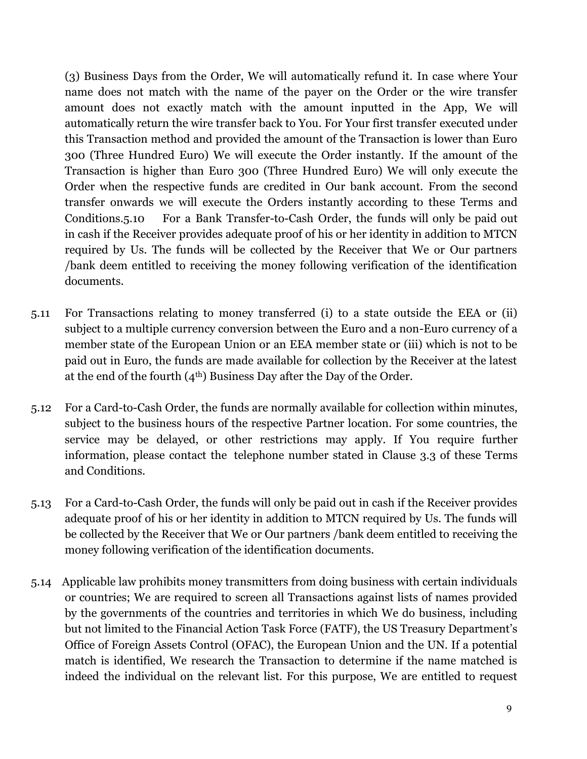(3) Business Days from the Order, We will automatically refund it. In case where Your name does not match with the name of the payer on the Order or the wire transfer amount does not exactly match with the amount inputted in the App, We will automatically return the wire transfer back to You. For Your first transfer executed under this Transaction method and provided the amount of the Transaction is lower than Euro 300 (Three Hundred Euro) We will execute the Order instantly. If the amount of the Transaction is higher than Euro 300 (Three Hundred Euro) We will only execute the Order when the respective funds are credited in Our bank account. From the second transfer onwards we will execute the Orders instantly according to these Terms and Conditions.5.10 For a Bank Transfer-to-Cash Order, the funds will only be paid out in cash if the Receiver provides adequate proof of his or her identity in addition to MTCN required by Us. The funds will be collected by the Receiver that We or Our partners /bank deem entitled to receiving the money following verification of the identification documents.

5.11 For Transactions relating to money transferred (i) to a state outside the EEA or (ii) subject to a multiple currency conversion between the Euro and a non-Euro currency of a member state of the European Union or an EEA member state or (iii) which is not to be paid out in Euro, the funds are made available for collection by the Receiver at the latest at the end of the fourth (4th) Business Day after the Day of the Order.

5.12 For a Card-to-Cash Order, the funds are normally available for collection within minutes, subject to the business hours of the respective Partner location. For some countries, the service may be delayed, or other restrictions may apply. If You require further information, please contact the telephone number stated in Clause 3.3 of these Terms and Conditions.

5.13 For a Card-to-Cash Order, the funds will only be paid out in cash if the Receiver provides adequate proof of his or her identity in addition to MTCN required by Us. The funds will be collected by the Receiver that We or Our partners /bank deem entitled to receiving the money following verification of the identification documents.

5.14 Applicable law prohibits money transmitters from doing business with certain individuals or countries; We are required to screen all Transactions against lists of names provided by the governments of the countries and territories in which We do business, including but not limited to the Financial Action Task Force (FATF), the US Treasury Department's Office of Foreign Assets Control (OFAC), the European Union and the UN. If a potential match is identified, We research the Transaction to determine if the name matched is indeed the individual on the relevant list. For this purpose, We are entitled to request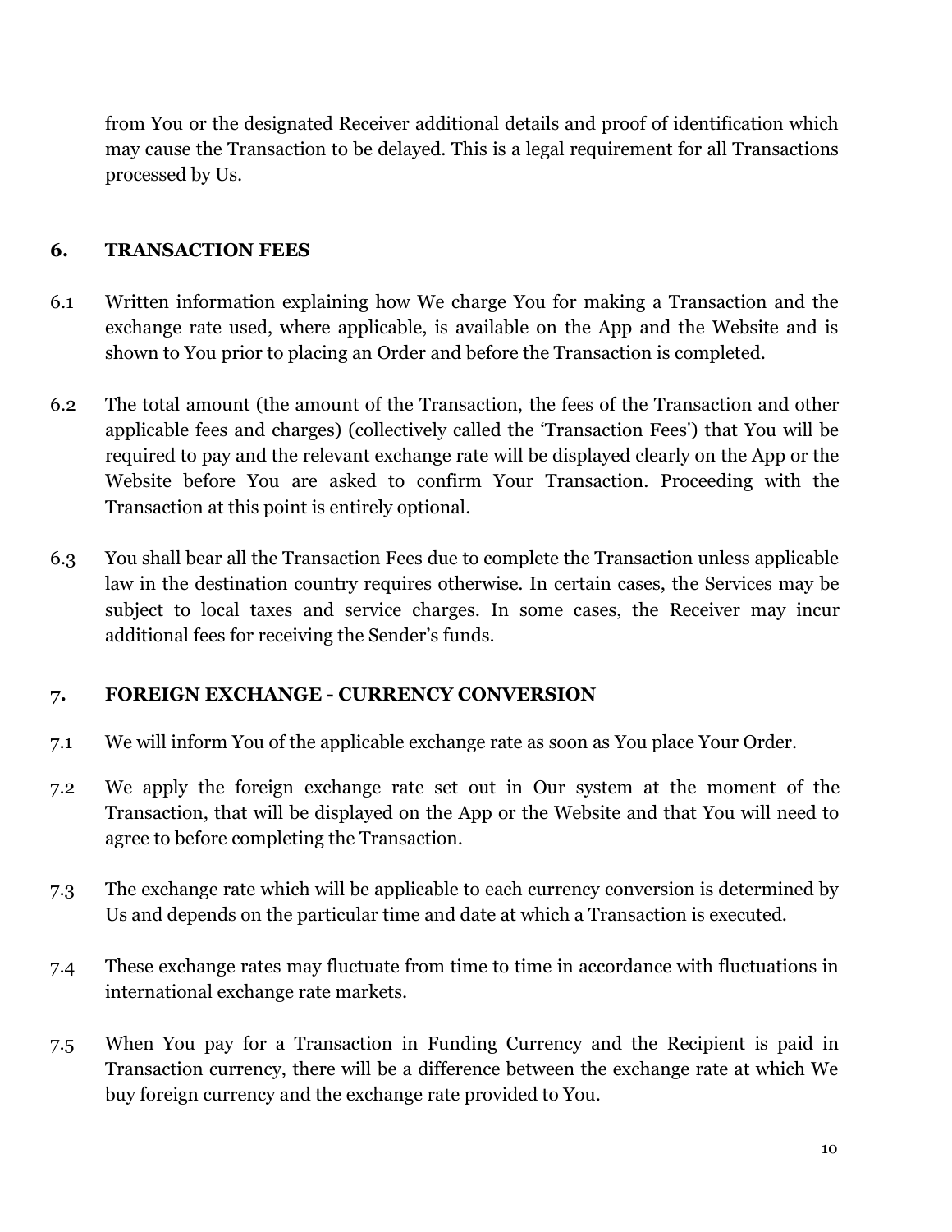from You or the designated Receiver additional details and proof of identification which may cause the Transaction to be delayed. This is a legal requirement for all Transactions processed by Us.

## 6. TRANSACTION FEES

6.1 Written information explaining how We charge You for making a Transaction and the exchange rate used, where applicable, is available on the App and the Website and is shown to You prior to placing an Order and before the Transaction is completed.

6.2 The total amount (the amount of the Transaction, the fees of the Transaction and other applicable fees and charges) (collectively called the 'Transaction Fees') that You will be required to pay and the relevant exchange rate will be displayed clearly on the App or the Website before You are asked to confirm Your Transaction. Proceeding with the Transaction at this point is entirely optional.

6.3 You shall bear all the Transaction Fees due to complete the Transaction unless applicable law in the destination country requires otherwise. In certain cases, the Services may be subject to local taxes and service charges. In some cases, the Receiver may incur additional fees for receiving the Sender's funds.

## 7. FOREIGN EXCHANGE - CURRENCY CONVERSION

7.1 We will inform You of the applicable exchange rate as soon as You place Your Order.

7.2 We apply the foreign exchange rate set out in Our system at the moment of the Transaction, that will be displayed on the App or the Website and that You will need to agree to before completing the Transaction.

7.3 The exchange rate which will be applicable to each currency conversion is determined by Us and depends on the particular time and date at which a Transaction is executed.

7.4 These exchange rates may fluctuate from time to time in accordance with fluctuations in international exchange rate markets.

7.5 When You pay for a Transaction in Funding Currency and the Recipient is paid in Transaction currency, there will be a difference between the exchange rate at which We buy foreign currency and the exchange rate provided to You.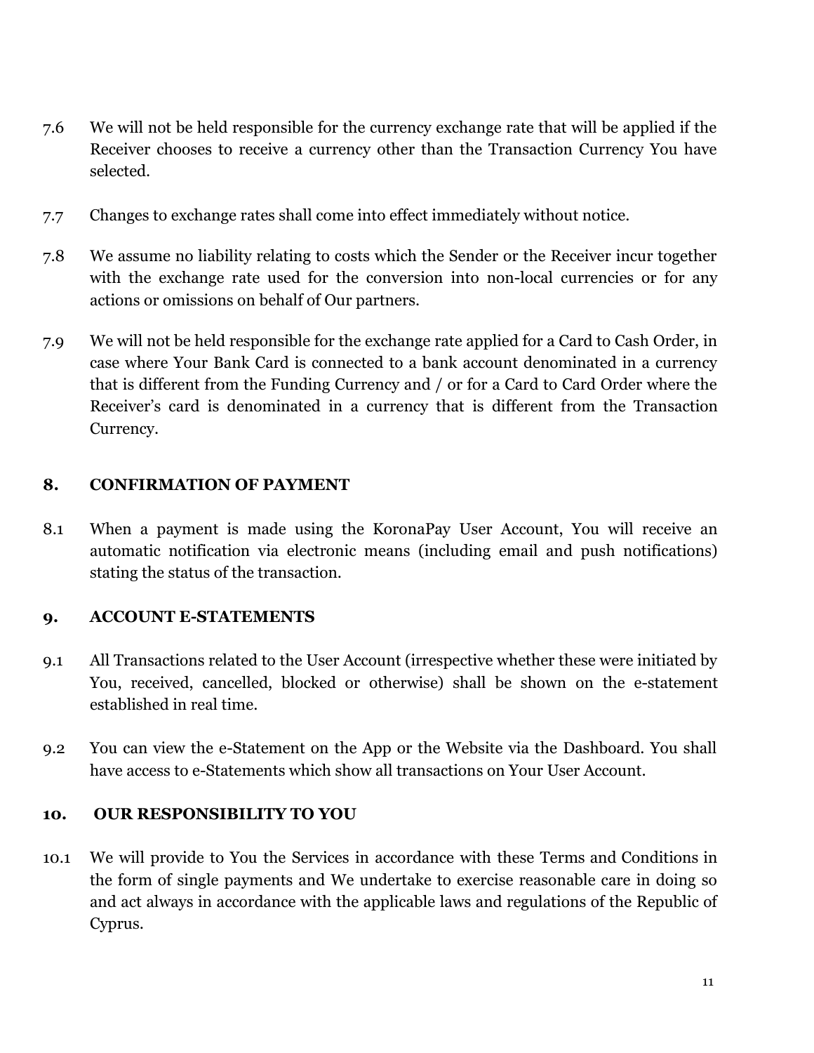7.6 We will not be held responsible for the currency exchange rate that will be applied if the Receiver chooses to receive a currency other than the Transaction Currency You have selected.

7.7 Changes to exchange rates shall come into effect immediately without notice.

7.8 We assume no liability relating to costs which the Sender or the Receiver incur together with the exchange rate used for the conversion into non-local currencies or for any actions or omissions on behalf of Our partners.

7.9 We will not be held responsible for the exchange rate applied for a Card to Cash Order, in case where Your Bank Card is connected to a bank account denominated in a currency that is different from the Funding Currency and / or for a Card to Card Order where the Receiver's card is denominated in a currency that is different from the Transaction Currency.

## 8. CONFIRMATION OF PAYMENT

8.1 When a payment is made using the KoronaPay User Account, You will receive an automatic notification via electronic means (including email and push notifications) stating the status of the transaction.

## 9. ACCOUNT E-STATEMENTS

9.1 All Transactions related to the User Account (irrespective whether these were initiated by You, received, cancelled, blocked or otherwise) shall be shown on the e-statement established in real time.

9.2 You can view the e-Statement on the App or the Website via the Dashboard. You shall have access to e-Statements which show all transactions on Your User Account.

## 10. OUR RESPONSIBILITY TO YOU

10.1 We will provide to You the Services in accordance with these Terms and Conditions in the form of single payments and We undertake to exercise reasonable care in doing so and act always in accordance with the applicable laws and regulations of the Republic of Cyprus.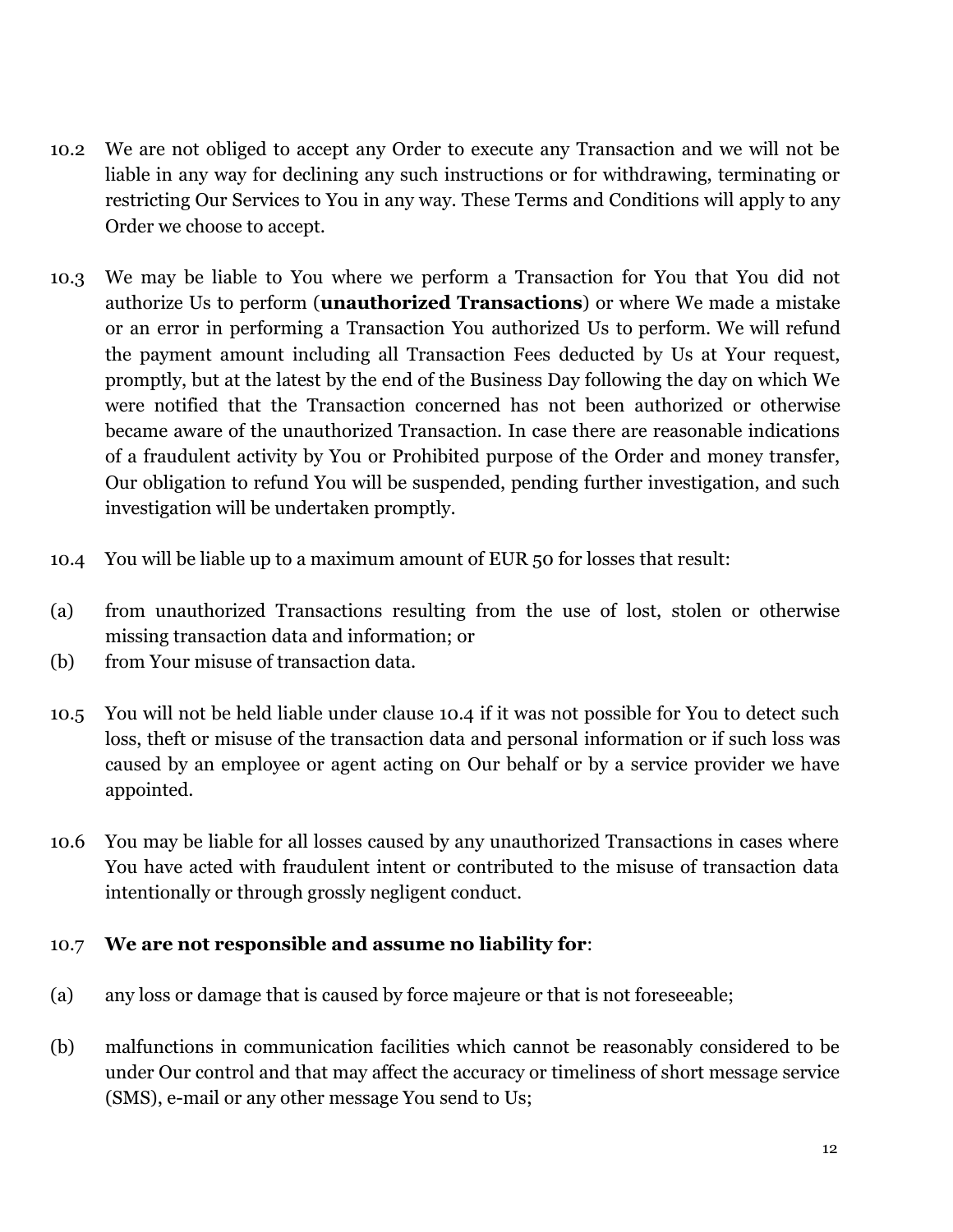10.2 We are not obliged to accept any Order to execute any Transaction and we will not be liable in any way for declining any such instructions or for withdrawing, terminating or restricting Our Services to You in any way. These Terms and Conditions will apply to any Order we choose to accept.

10.3 We may be liable to You where we perform a Transaction for You that You did not authorize Us to perform (**unauthorized Transactions**) or where We made a mistake or an error in performing a Transaction You authorized Us to perform. We will refund the payment amount including all Transaction Fees deducted by Us at Your request, promptly, but at the latest by the end of the Business Day following the day on which We were notified that the Transaction concerned has not been authorized or otherwise became aware of the unauthorized Transaction. In case there are reasonable indications of a fraudulent activity by You or Prohibited purpose of the Order and money transfer, Our obligation to refund You will be suspended, pending further investigation, and such investigation will be undertaken promptly.

10.4 You will be liable up to a maximum amount of EUR 50 for losses that result:

(a) from unauthorized Transactions resulting from the use of lost, stolen or otherwise missing transaction data and information; or

(b) from Your misuse of transaction data.

10.5 You will not be held liable under clause 10.4 if it was not possible for You to detect such loss, theft or misuse of the transaction data and personal information or if such loss was caused by an employee or agent acting on Our behalf or by a service provider we have appointed.

10.6 You may be liable for all losses caused by any unauthorized Transactions in cases where You have acted with fraudulent intent or contributed to the misuse of transaction data intentionally or through grossly negligent conduct.

10.7 **We are not responsible and assume no liability for**:

(a) any loss or damage that is caused by force majeure or that is not foreseeable;

(b) malfunctions in communication facilities which cannot be reasonably considered to be under Our control and that may affect the accuracy or timeliness of short message service (SMS), e-mail or any other message You send to Us;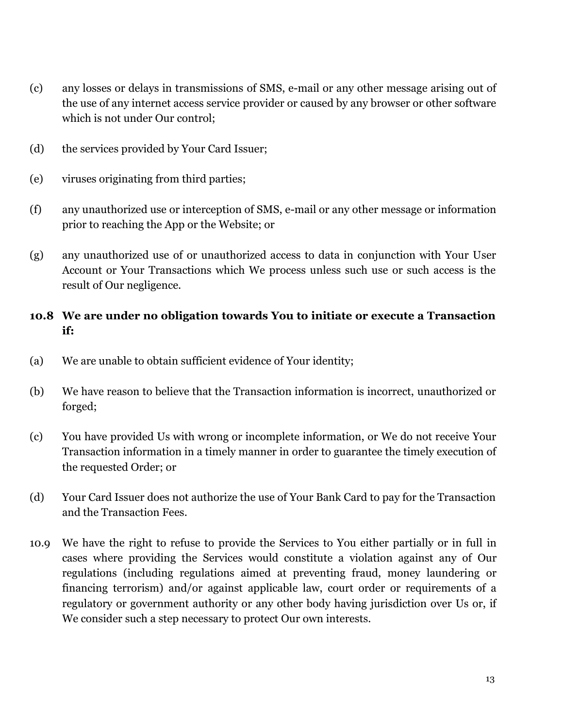(c) any losses or delays in transmissions of SMS, e-mail or any other message arising out of the use of any internet access service provider or caused by any browser or other software which is not under Our control;

(d) the services provided by Your Card Issuer;

(e) viruses originating from third parties;

(f) any unauthorized use or interception of SMS, e-mail or any other message or information prior to reaching the App or the Website; or

(g) any unauthorized use of or unauthorized access to data in conjunction with Your User Account or Your Transactions which We process unless such use or such access is the result of Our negligence.

**10.8 We are under no obligation towards You to initiate or execute a Transaction if:**

(a) We are unable to obtain sufficient evidence of Your identity;

(b) We have reason to believe that the Transaction information is incorrect, unauthorized or forged;

(c) You have provided Us with wrong or incomplete information, or We do not receive Your Transaction information in a timely manner in order to guarantee the timely execution of the requested Order; or

(d) Your Card Issuer does not authorize the use of Your Bank Card to pay for the Transaction and the Transaction Fees.

10.9 We have the right to refuse to provide the Services to You either partially or in full in cases where providing the Services would constitute a violation against any of Our regulations (including regulations aimed at preventing fraud, money laundering or financing terrorism) and/or against applicable law, court order or requirements of a regulatory or government authority or any other body having jurisdiction over Us or, if We consider such a step necessary to protect Our own interests.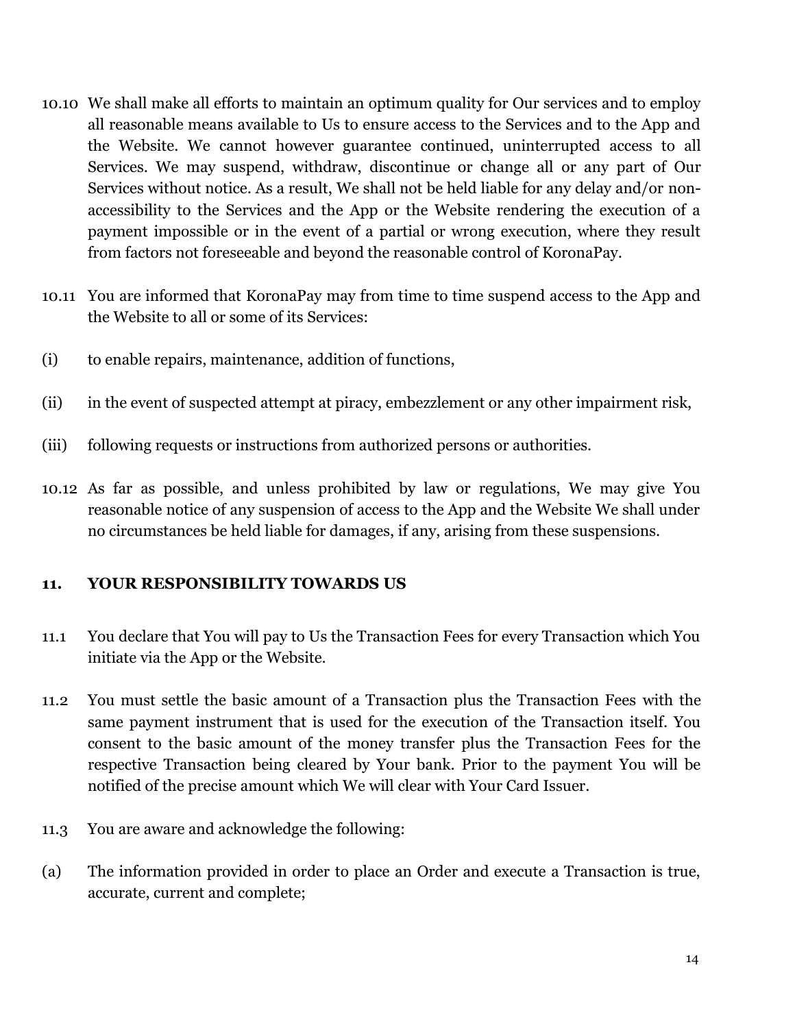10.10 We shall make all efforts to maintain an optimum quality for Our services and to employ all reasonable means available to Us to ensure access to the Services and to the App and the Website. We cannot however guarantee continued, uninterrupted access to all Services. We may suspend, withdraw, discontinue or change all or any part of Our Services without notice. As a result, We shall not be held liable for any delay and/or non-accessibility to the Services and the App or the Website rendering the execution of a payment impossible or in the event of a partial or wrong execution, where they result from factors not foreseeable and beyond the reasonable control of KoronaPay.

10.11 You are informed that KoronaPay may from time to time suspend access to the App and the Website to all or some of its Services:

(i) to enable repairs, maintenance, addition of functions,

(ii) in the event of suspected attempt at piracy, embezzlement or any other impairment risk,

(iii) following requests or instructions from authorized persons or authorities.

10.12 As far as possible, and unless prohibited by law or regulations, We may give You reasonable notice of any suspension of access to the App and the Website We shall under no circumstances be held liable for damages, if any, arising from these suspensions.

## 11. YOUR RESPONSIBILITY TOWARDS US

11.1 You declare that You will pay to Us the Transaction Fees for every Transaction which You initiate via the App or the Website.

11.2 You must settle the basic amount of a Transaction plus the Transaction Fees with the same payment instrument that is used for the execution of the Transaction itself. You consent to the basic amount of the money transfer plus the Transaction Fees for the respective Transaction being cleared by Your bank. Prior to the payment You will be notified of the precise amount which We will clear with Your Card Issuer.

11.3 You are aware and acknowledge the following:

(a) The information provided in order to place an Order and execute a Transaction is true, accurate, current and complete;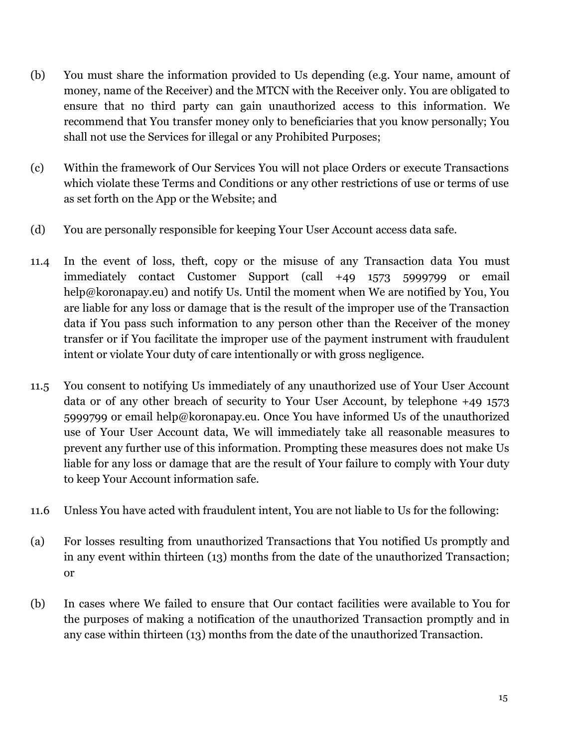(b) You must share the information provided to Us depending (e.g. Your name, amount of money, name of the Receiver) and the MTCN with the Receiver only. You are obligated to ensure that no third party can gain unauthorized access to this information. We recommend that You transfer money only to beneficiaries that you know personally; You shall not use the Services for illegal or any Prohibited Purposes;

(c) Within the framework of Our Services You will not place Orders or execute Transactions which violate these Terms and Conditions or any other restrictions of use or terms of use as set forth on the App or the Website; and

(d) You are personally responsible for keeping Your User Account access data safe.

11.4 In the event of loss, theft, copy or the misuse of any Transaction data You must immediately contact Customer Support (call +49 1573 5999799 or email help@koronapay.eu) and notify Us. Until the moment when We are notified by You, You are liable for any loss or damage that is the result of the improper use of the Transaction data if You pass such information to any person other than the Receiver of the money transfer or if You facilitate the improper use of the payment instrument with fraudulent intent or violate Your duty of care intentionally or with gross negligence.

11.5 You consent to notifying Us immediately of any unauthorized use of Your User Account data or of any other breach of security to Your User Account, by telephone +49 1573 5999799 or email help@koronapay.eu. Once You have informed Us of the unauthorized use of Your User Account data, We will immediately take all reasonable measures to prevent any further use of this information. Prompting these measures does not make Us liable for any loss or damage that are the result of Your failure to comply with Your duty to keep Your Account information safe.

11.6 Unless You have acted with fraudulent intent, You are not liable to Us for the following:

(a) For losses resulting from unauthorized Transactions that You notified Us promptly and in any event within thirteen (13) months from the date of the unauthorized Transaction; or

(b) In cases where We failed to ensure that Our contact facilities were available to You for the purposes of making a notification of the unauthorized Transaction promptly and in any case within thirteen (13) months from the date of the unauthorized Transaction.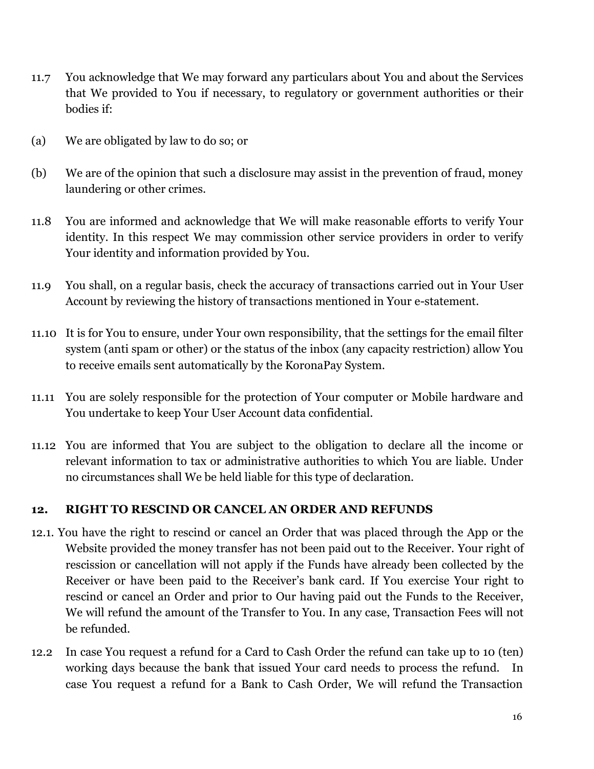11.7 You acknowledge that We may forward any particulars about You and about the Services that We provided to You if necessary, to regulatory or government authorities or their bodies if:

(a) We are obligated by law to do so; or

(b) We are of the opinion that such a disclosure may assist in the prevention of fraud, money laundering or other crimes.

11.8 You are informed and acknowledge that We will make reasonable efforts to verify Your identity. In this respect We may commission other service providers in order to verify Your identity and information provided by You.

11.9 You shall, on a regular basis, check the accuracy of transactions carried out in Your User Account by reviewing the history of transactions mentioned in Your e-statement.

11.10 It is for You to ensure, under Your own responsibility, that the settings for the email filter system (anti spam or other) or the status of the inbox (any capacity restriction) allow You to receive emails sent automatically by the KoronaPay System.

11.11 You are solely responsible for the protection of Your computer or Mobile hardware and You undertake to keep Your User Account data confidential.

11.12 You are informed that You are subject to the obligation to declare all the income or relevant information to tax or administrative authorities to which You are liable. Under no circumstances shall We be held liable for this type of declaration.

## 12. RIGHT TO RESCIND OR CANCEL AN ORDER AND REFUNDS

12.1. You have the right to rescind or cancel an Order that was placed through the App or the Website provided the money transfer has not been paid out to the Receiver. Your right of rescission or cancellation will not apply if the Funds have already been collected by the Receiver or have been paid to the Receiver's bank card. If You exercise Your right to rescind or cancel an Order and prior to Our having paid out the Funds to the Receiver, We will refund the amount of the Transfer to You. In any case, Transaction Fees will not be refunded.

12.2 In case You request a refund for a Card to Cash Order the refund can take up to 10 (ten) working days because the bank that issued Your card needs to process the refund. In case You request a refund for a Bank to Cash Order, We will refund the Transaction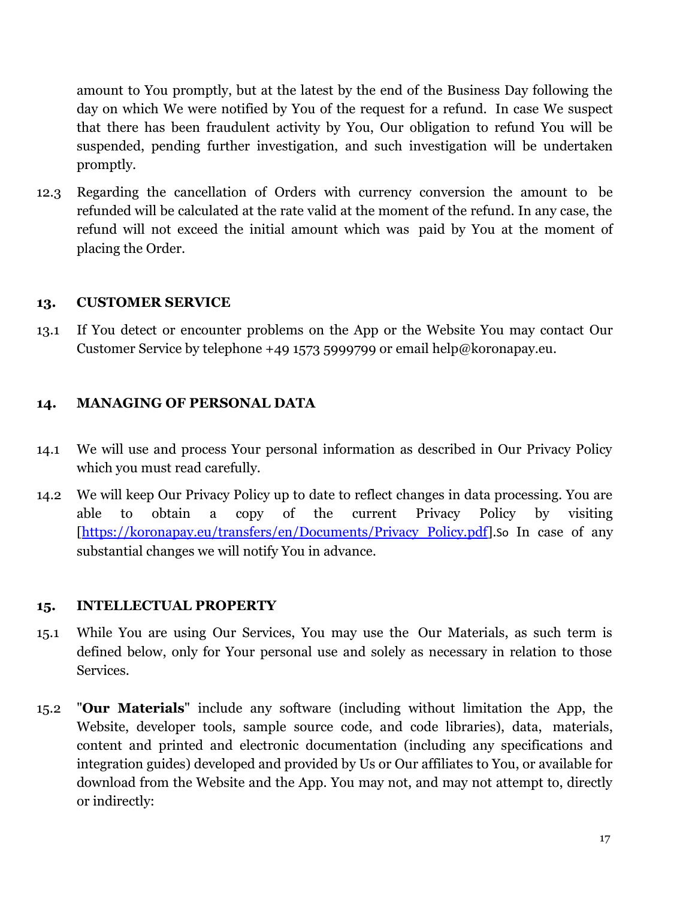amount to You promptly, but at the latest by the end of the Business Day following the day on which We were notified by You of the request for a refund. In case We suspect that there has been fraudulent activity by You, Our obligation to refund You will be suspended, pending further investigation, and such investigation will be undertaken promptly.

12.3 Regarding the cancellation of Orders with currency conversion the amount to be refunded will be calculated at the rate valid at the moment of the refund. In any case, the refund will not exceed the initial amount which was paid by You at the moment of placing the Order.

## 13. CUSTOMER SERVICE

13.1 If You detect or encounter problems on the App or the Website You may contact Our Customer Service by telephone +49 1573 5999799 or email help@koronapay.eu.

## 14. MANAGING OF PERSONAL DATA

14.1 We will use and process Your personal information as described in Our Privacy Policy which you must read carefully.

14.2 We will keep Our Privacy Policy up to date to reflect changes in data processing. You are able to obtain a copy of the current Privacy Policy by visiting [https://koronapay.eu/transfers/en/Documents/Privacy_Policy.pdf].So In case of any substantial changes we will notify You in advance.

## 15. INTELLECTUAL PROPERTY

15.1 While You are using Our Services, You may use the Our Materials, as such term is defined below, only for Your personal use and solely as necessary in relation to those Services.

15.2 "**Our Materials**" include any software (including without limitation the App, the Website, developer tools, sample source code, and code libraries), data, materials, content and printed and electronic documentation (including any specifications and integration guides) developed and provided by Us or Our affiliates to You, or available for download from the Website and the App. You may not, and may not attempt to, directly or indirectly: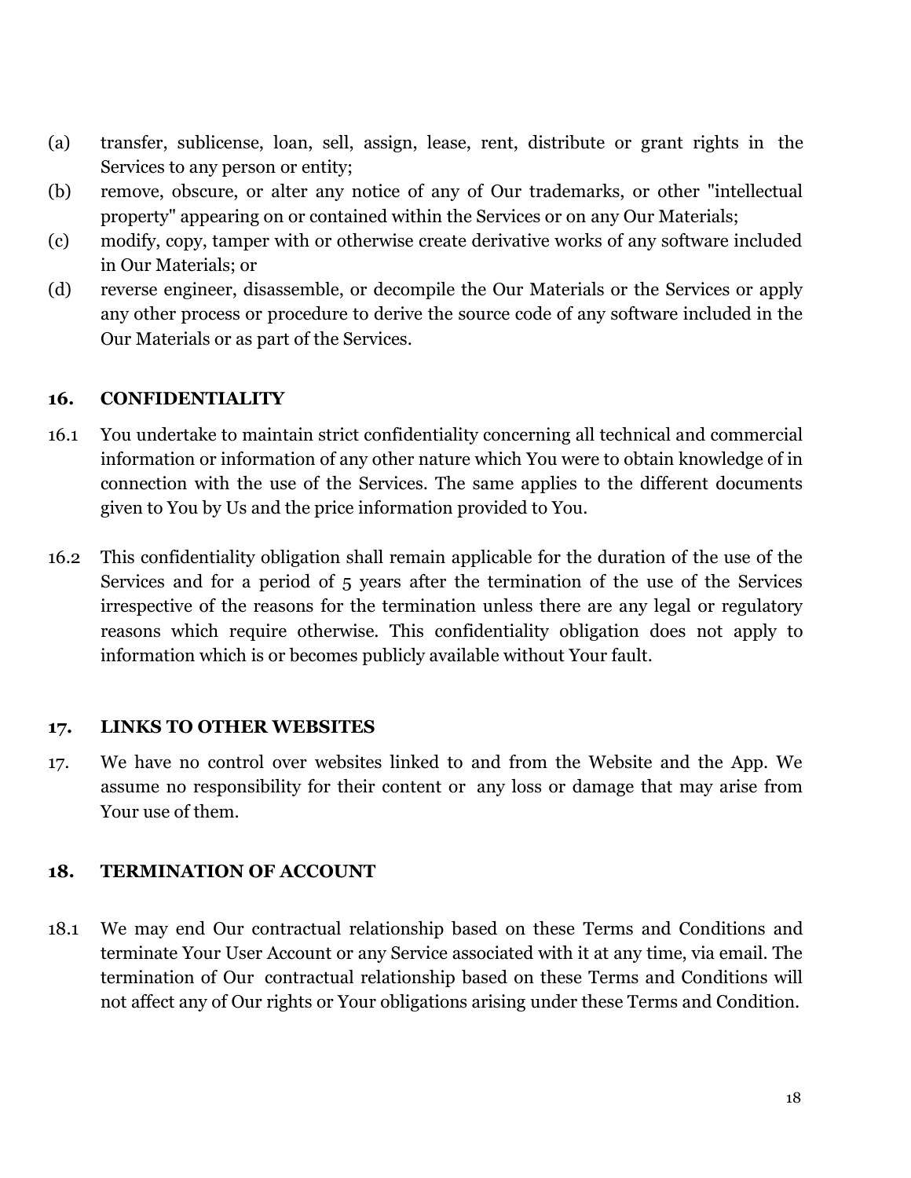(a) transfer, sublicense, loan, sell, assign, lease, rent, distribute or grant rights in the Services to any person or entity;

(b) remove, obscure, or alter any notice of any of Our trademarks, or other "intellectual property" appearing on or contained within the Services or on any Our Materials;

(c) modify, copy, tamper with or otherwise create derivative works of any software included in Our Materials; or

(d) reverse engineer, disassemble, or decompile the Our Materials or the Services or apply any other process or procedure to derive the source code of any software included in the Our Materials or as part of the Services.

## 16. CONFIDENTIALITY

16.1 You undertake to maintain strict confidentiality concerning all technical and commercial information or information of any other nature which You were to obtain knowledge of in connection with the use of the Services. The same applies to the different documents given to You by Us and the price information provided to You.

16.2 This confidentiality obligation shall remain applicable for the duration of the use of the Services and for a period of 5 years after the termination of the use of the Services irrespective of the reasons for the termination unless there are any legal or regulatory reasons which require otherwise. This confidentiality obligation does not apply to information which is or becomes publicly available without Your fault.

## 17. LINKS TO OTHER WEBSITES

17. We have no control over websites linked to and from the Website and the App. We assume no responsibility for their content or any loss or damage that may arise from Your use of them.

## 18. TERMINATION OF ACCOUNT

18.1 We may end Our contractual relationship based on these Terms and Conditions and terminate Your User Account or any Service associated with it at any time, via email. The termination of Our contractual relationship based on these Terms and Conditions will not affect any of Our rights or Your obligations arising under these Terms and Condition.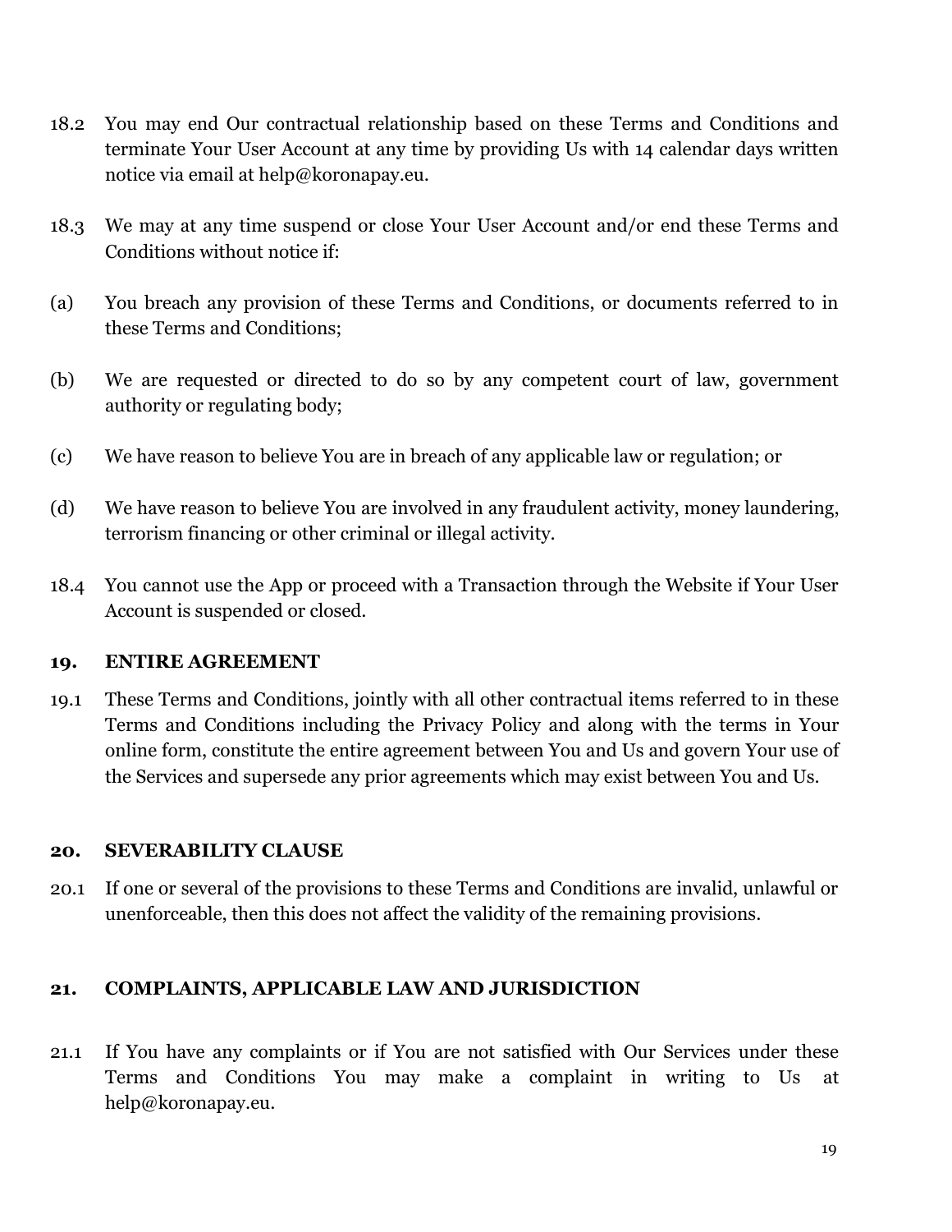18.2 You may end Our contractual relationship based on these Terms and Conditions and terminate Your User Account at any time by providing Us with 14 calendar days written notice via email at help@koronapay.eu.

18.3 We may at any time suspend or close Your User Account and/or end these Terms and Conditions without notice if:

(a) You breach any provision of these Terms and Conditions, or documents referred to in these Terms and Conditions;

(b) We are requested or directed to do so by any competent court of law, government authority or regulating body;

(c) We have reason to believe You are in breach of any applicable law or regulation; or

(d) We have reason to believe You are involved in any fraudulent activity, money laundering, terrorism financing or other criminal or illegal activity.

18.4 You cannot use the App or proceed with a Transaction through the Website if Your User Account is suspended or closed.

## 19. ENTIRE AGREEMENT

19.1 These Terms and Conditions, jointly with all other contractual items referred to in these Terms and Conditions including the Privacy Policy and along with the terms in Your online form, constitute the entire agreement between You and Us and govern Your use of the Services and supersede any prior agreements which may exist between You and Us.

## 20. SEVERABILITY CLAUSE

20.1 If one or several of the provisions to these Terms and Conditions are invalid, unlawful or unenforceable, then this does not affect the validity of the remaining provisions.

## 21. COMPLAINTS, APPLICABLE LAW AND JURISDICTION

21.1 If You have any complaints or if You are not satisfied with Our Services under these Terms and Conditions You may make a complaint in writing to Us at help@koronapay.eu.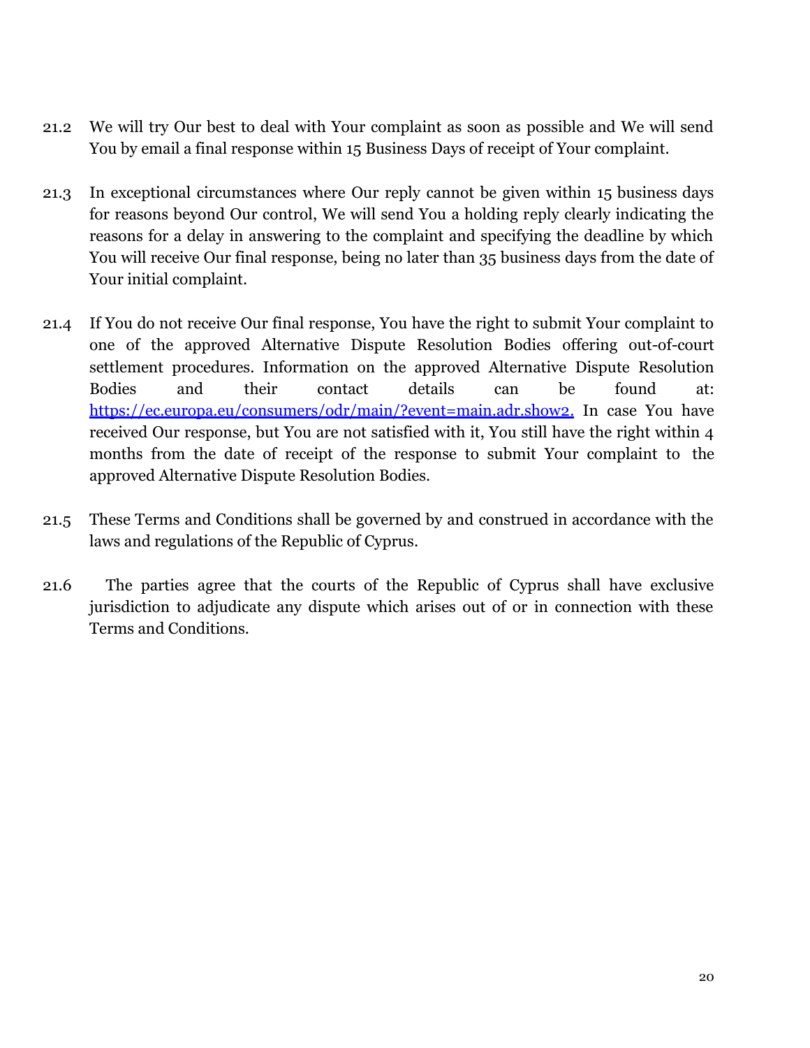21.2 We will try Our best to deal with Your complaint as soon as possible and We will send You by email a final response within 15 Business Days of receipt of Your complaint.

21.3 In exceptional circumstances where Our reply cannot be given within 15 business days for reasons beyond Our control, We will send You a holding reply clearly indicating the reasons for a delay in answering to the complaint and specifying the deadline by which You will receive Our final response, being no later than 35 business days from the date of Your initial complaint.

21.4 If You do not receive Our final response, You have the right to submit Your complaint to one of the approved Alternative Dispute Resolution Bodies offering out-of-court settlement procedures. Information on the approved Alternative Dispute Resolution Bodies and their contact details can be found at: [https://ec.europa.eu/consumers/odr/main/?event=main.adr.show2.](https://ec.europa.eu/consumers/odr/main/?event=main.adr.show2) In case You have received Our response, but You are not satisfied with it, You still have the right within 4 months from the date of receipt of the response to submit Your complaint to the approved Alternative Dispute Resolution Bodies.

21.5 These Terms and Conditions shall be governed by and construed in accordance with the laws and regulations of the Republic of Cyprus.

21.6 The parties agree that the courts of the Republic of Cyprus shall have exclusive jurisdiction to adjudicate any dispute which arises out of or in connection with these Terms and Conditions.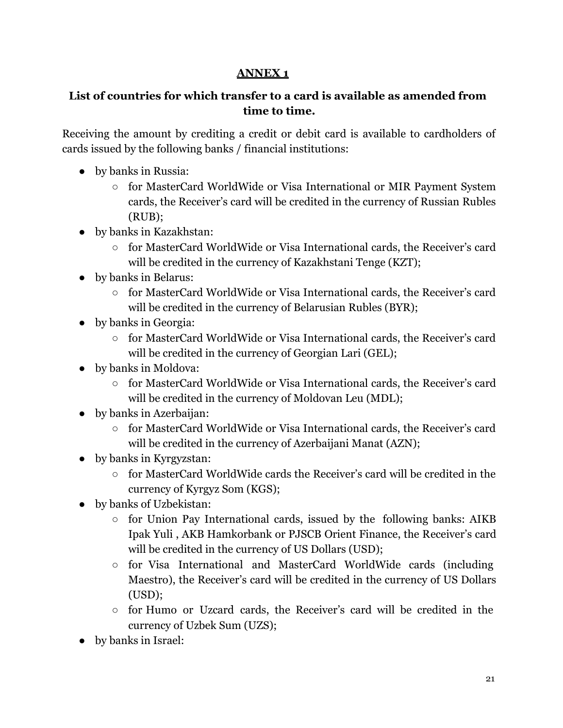# ANNEX 1

## List of countries for which transfer to a card is available as amended from time to time.

Receiving the amount by crediting a credit or debit card is available to cardholders of cards issued by the following banks / financial institutions:

- by banks in Russia:
  - for MasterCard WorldWide or Visa International or MIR Payment System cards, the Receiver's card will be credited in the currency of Russian Rubles (RUB);
- by banks in Kazakhstan:
  - for MasterCard WorldWide or Visa International cards, the Receiver's card will be credited in the currency of Kazakhstani Tenge (KZT);
- by banks in Belarus:
  - for MasterCard WorldWide or Visa International cards, the Receiver's card will be credited in the currency of Belarusian Rubles (BYR);
- by banks in Georgia:
  - for MasterCard WorldWide or Visa International cards, the Receiver's card will be credited in the currency of Georgian Lari (GEL);
- by banks in Moldova:
  - for MasterCard WorldWide or Visa International cards, the Receiver's card will be credited in the currency of Moldovan Leu (MDL);
- by banks in Azerbaijan:
  - for MasterCard WorldWide or Visa International cards, the Receiver's card will be credited in the currency of Azerbaijani Manat (AZN);
- by banks in Kyrgyzstan:
  - for MasterCard WorldWide cards the Receiver's card will be credited in the currency of Kyrgyz Som (KGS);
- by banks of Uzbekistan:
  - for Union Pay International cards, issued by the following banks: AIKB Ipak Yuli , AKB Hamkorbank or PJSCB Orient Finance, the Receiver's card will be credited in the currency of US Dollars (USD);
  - for Visa International and MasterCard WorldWide cards (including Maestro), the Receiver's card will be credited in the currency of US Dollars (USD);
  - for Humo or Uzcard cards, the Receiver's card will be credited in the currency of Uzbek Sum (UZS);
- by banks in Israel: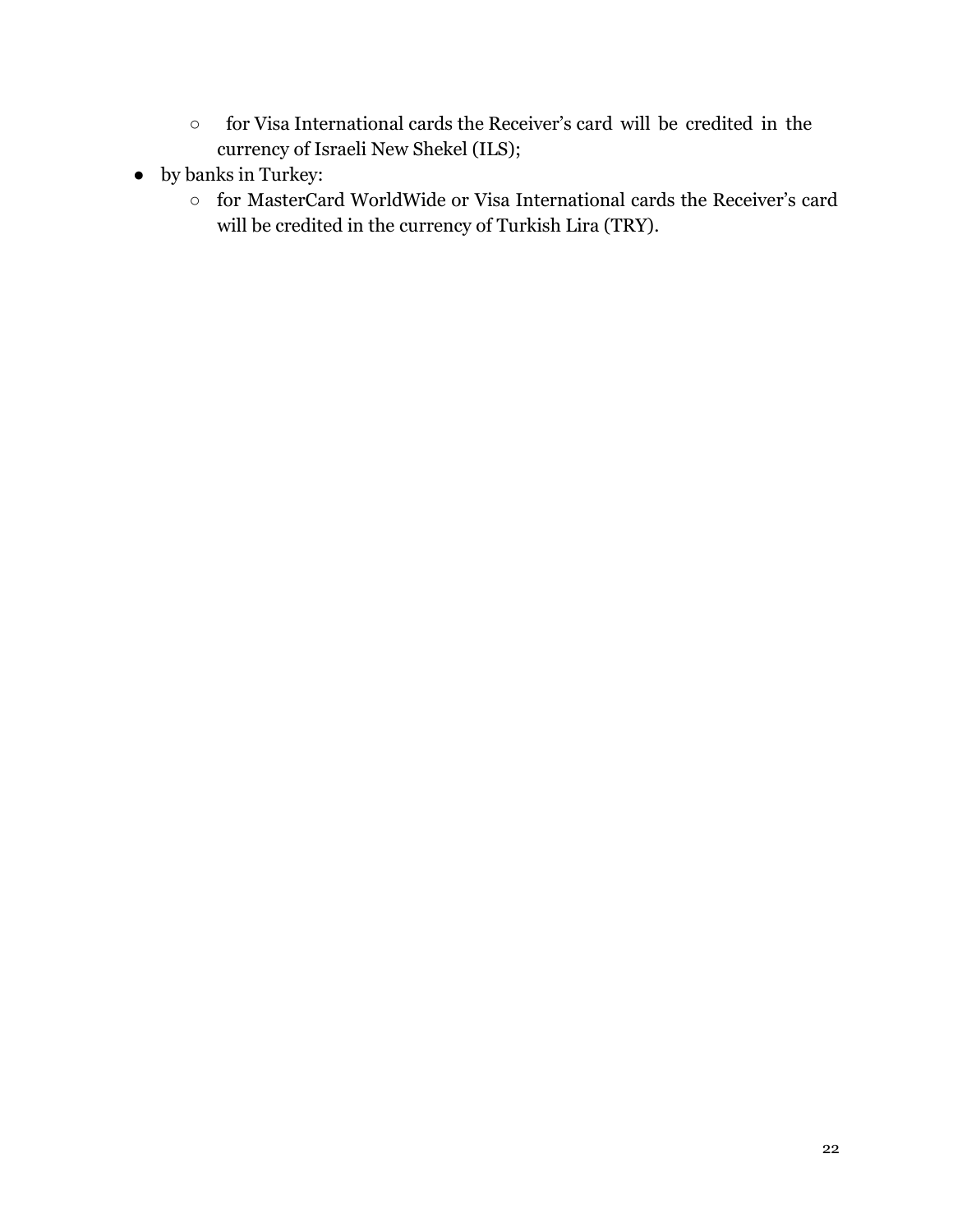- for Visa International cards the Receiver's card will be credited in the currency of Israeli New Shekel (ILS);
- by banks in Turkey:
    - for MasterCard WorldWide or Visa International cards the Receiver's card will be credited in the currency of Turkish Lira (TRY).